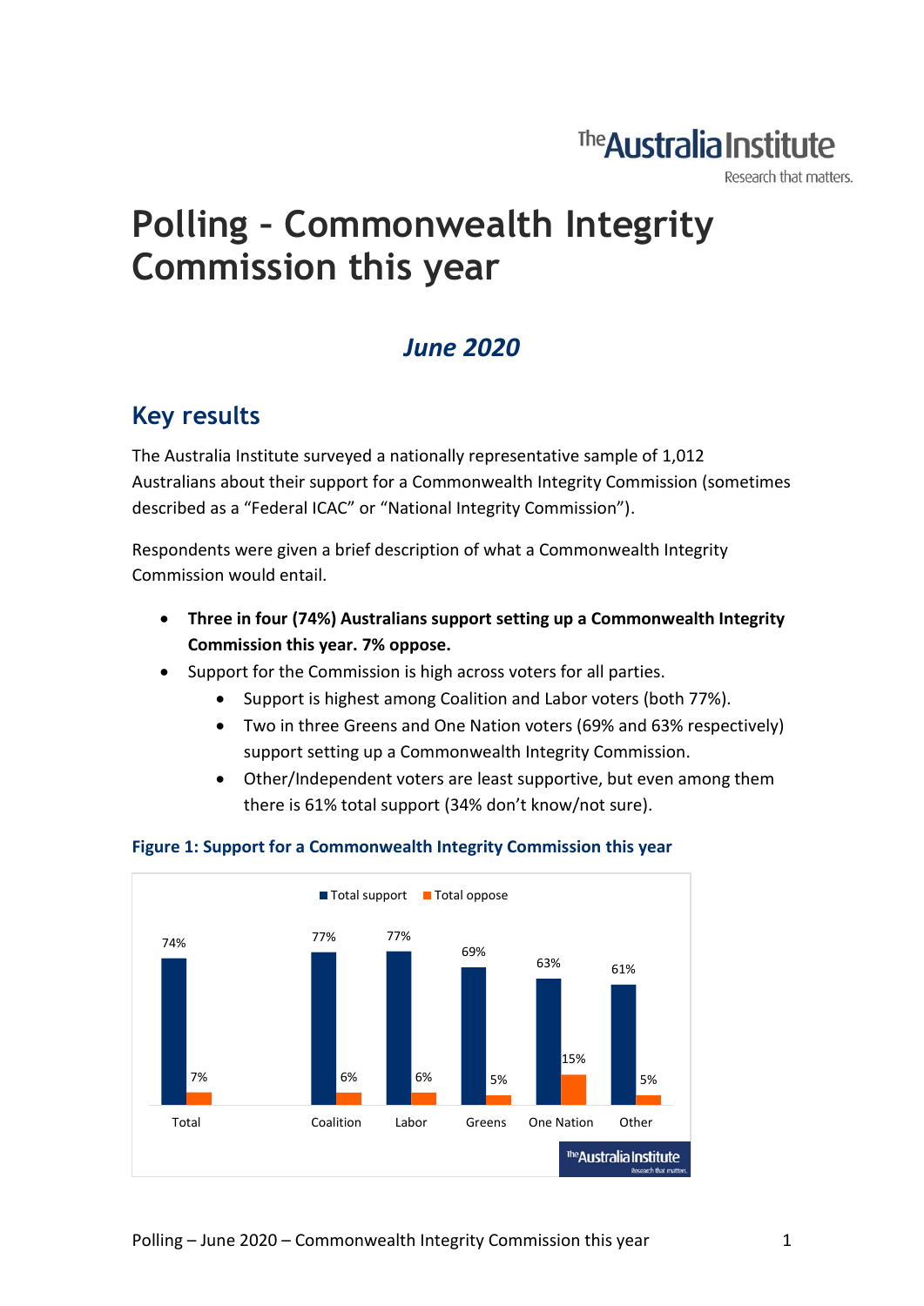# Polling – Commonwealth Integrity Commission this year

## *June 2020*

## Key results

The Australia Institute surveyed a nationally representative sample of 1,012 Australians about their support for a Commonwealth Integrity Commission (sometimes described as a "Federal ICAC" or "National Integrity Commission").

Respondents were given a brief description of what a Commonwealth Integrity Commission would entail.

- **Three in four (74%) Australians support setting up a Commonwealth Integrity Commission this year. 7% oppose.**
- Support for the Commission is high across voters for all parties.
  - Support is highest among Coalition and Labor voters (both 77%).
  - Two in three Greens and One Nation voters (69% and 63% respectively) support setting up a Commonwealth Integrity Commission.
  - Other/Independent voters are least supportive, but even among them there is 61% total support (34% don't know/not sure).

**Figure 1: Support for a Commonwealth Integrity Commission this year**

| | Total | Coalition | Labor | Greens | One Nation | Other |
|---|---|---|---|---|---|---|
| Total support | 74% | 77% | 77% | 69% | 63% | 61% |
| Total oppose | 7% | 6% | 6% | 5% | 15% | 5% |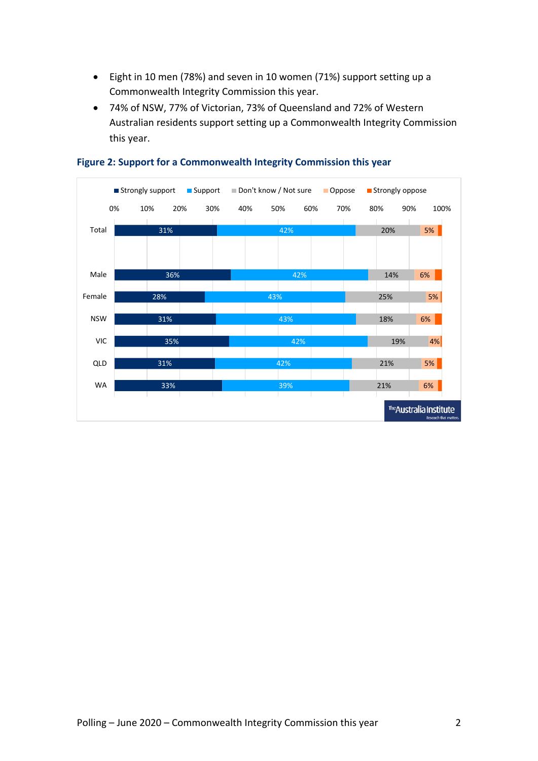- Eight in 10 men (78%) and seven in 10 women (71%) support setting up a Commonwealth Integrity Commission this year.
- 74% of NSW, 77% of Victorian, 73% of Queensland and 72% of Western Australian residents support setting up a Commonwealth Integrity Commission this year.

**Figure 2: Support for a Commonwealth Integrity Commission this year**

| | Strongly support | Support | Don't know / Not sure | Oppose | Strongly oppose |
|---|---|---|---|---|---|
| Total | 31% | 42% | 20% | 5% | |
| Male | 36% | 42% | 14% | 6% | |
| Female | 28% | 43% | 25% | 5% | |
| NSW | 31% | 43% | 18% | 6% | |
| VIC | 35% | 42% | 19% | 4% | |
| QLD | 31% | 42% | 21% | 5% | |
| WA | 33% | 39% | 21% | 6% | |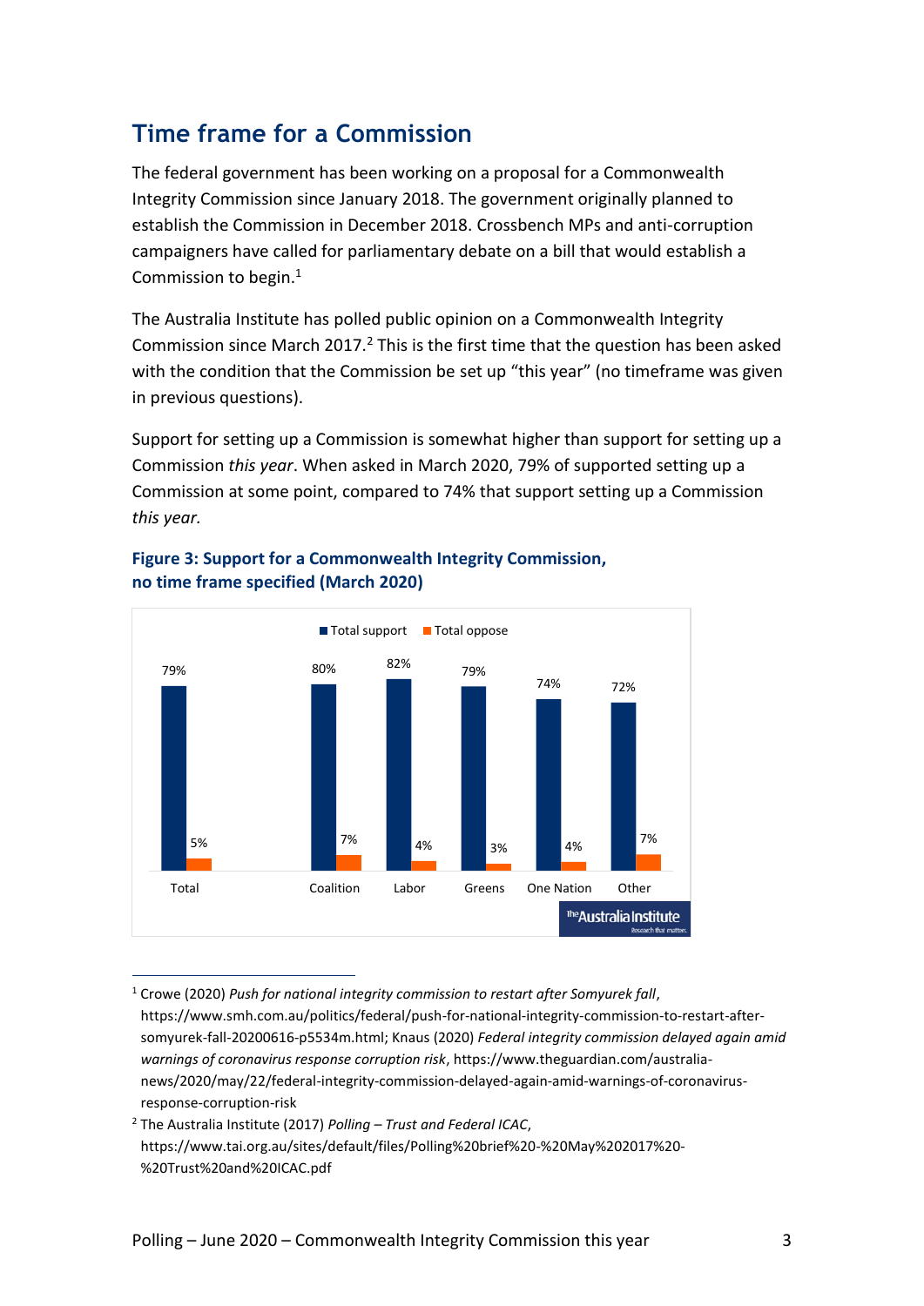## Time frame for a Commission

The federal government has been working on a proposal for a Commonwealth Integrity Commission since January 2018. The government originally planned to establish the Commission in December 2018. Crossbench MPs and anti-corruption campaigners have called for parliamentary debate on a bill that would establish a Commission to begin.[1]

The Australia Institute has polled public opinion on a Commonwealth Integrity Commission since March 2017.[2] This is the first time that the question has been asked with the condition that the Commission be set up "this year" (no timeframe was given in previous questions).

Support for setting up a Commission is somewhat higher than support for setting up a Commission *this year*. When asked in March 2020, 79% of supported setting up a Commission at some point, compared to 74% that support setting up a Commission *this year.*

**Figure 3: Support for a Commonwealth Integrity Commission, no time frame specified (March 2020)**

| | Total support | Total oppose |
|---|---|---|
| Total | 79% | 5% |
| Coalition | 80% | 7% |
| Labor | 82% | 4% |
| Greens | 79% | 3% |
| One Nation | 74% | 4% |
| Other | 72% | 7% |

---

[1] Crowe (2020) *Push for national integrity commission to restart after Somyurek fall*, https://www.smh.com.au/politics/federal/push-for-national-integrity-commission-to-restart-after-somyurek-fall-20200616-p5534m.html; Knaus (2020) *Federal integrity commission delayed again amid warnings of coronavirus response corruption risk*, https://www.theguardian.com/australia-news/2020/may/22/federal-integrity-commission-delayed-again-amid-warnings-of-coronavirus-response-corruption-risk

[2] The Australia Institute (2017) *Polling – Trust and Federal ICAC*, https://www.tai.org.au/sites/default/files/Polling%20brief%20-%20May%202017%20-%20Trust%20and%20ICAC.pdf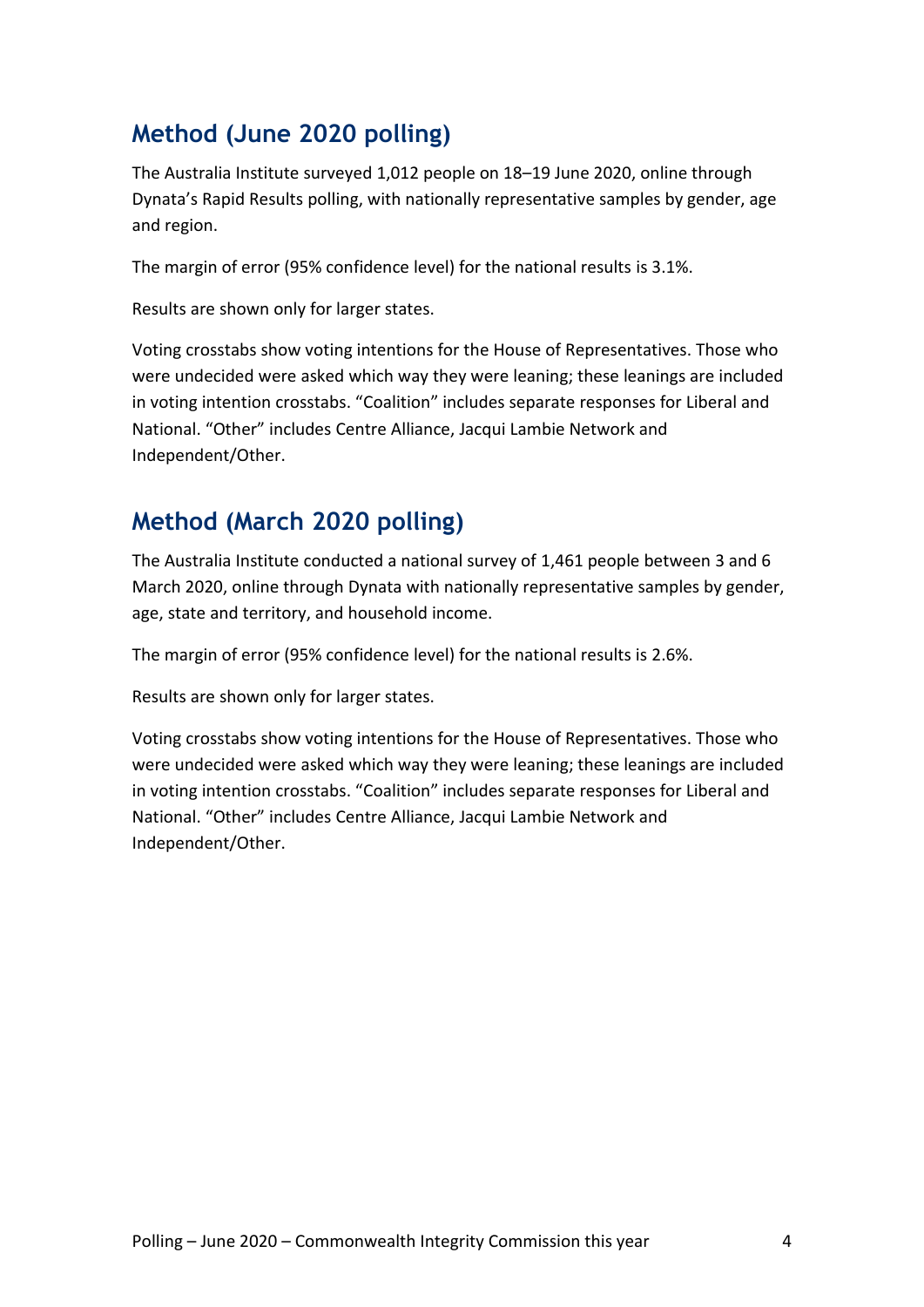## Method (June 2020 polling)

The Australia Institute surveyed 1,012 people on 18–19 June 2020, online through Dynata's Rapid Results polling, with nationally representative samples by gender, age and region.

The margin of error (95% confidence level) for the national results is 3.1%.

Results are shown only for larger states.

Voting crosstabs show voting intentions for the House of Representatives. Those who were undecided were asked which way they were leaning; these leanings are included in voting intention crosstabs. "Coalition" includes separate responses for Liberal and National. "Other" includes Centre Alliance, Jacqui Lambie Network and Independent/Other.

## Method (March 2020 polling)

The Australia Institute conducted a national survey of 1,461 people between 3 and 6 March 2020, online through Dynata with nationally representative samples by gender, age, state and territory, and household income.

The margin of error (95% confidence level) for the national results is 2.6%.

Results are shown only for larger states.

Voting crosstabs show voting intentions for the House of Representatives. Those who were undecided were asked which way they were leaning; these leanings are included in voting intention crosstabs. "Coalition" includes separate responses for Liberal and National. "Other" includes Centre Alliance, Jacqui Lambie Network and Independent/Other.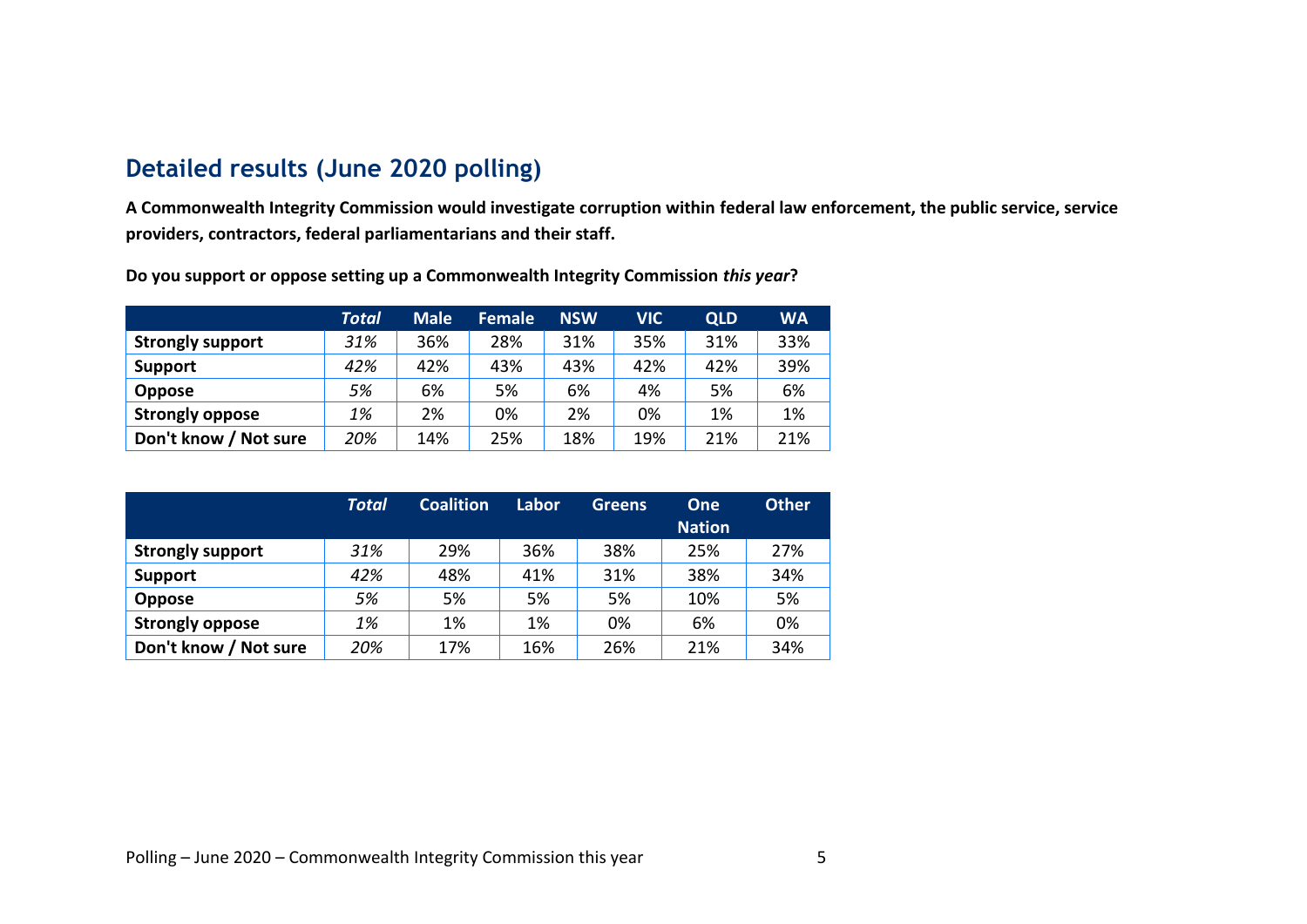## Detailed results (June 2020 polling)

**A Commonwealth Integrity Commission would investigate corruption within federal law enforcement, the public service, service providers, contractors, federal parliamentarians and their staff.**

**Do you support or oppose setting up a Commonwealth Integrity Commission *this year*?**

| | *Total* | Male | Female | NSW | VIC | QLD | WA |
|---|---|---|---|---|---|---|---|
| **Strongly support** | *31%* | 36% | 28% | 31% | 35% | 31% | 33% |
| **Support** | *42%* | 42% | 43% | 43% | 42% | 42% | 39% |
| **Oppose** | *5%* | 6% | 5% | 6% | 4% | 5% | 6% |
| **Strongly oppose** | *1%* | 2% | 0% | 2% | 0% | 1% | 1% |
| **Don't know / Not sure** | *20%* | 14% | 25% | 18% | 19% | 21% | 21% |

| | *Total* | Coalition | Labor | Greens | One Nation | Other |
|---|---|---|---|---|---|---|
| **Strongly support** | *31%* | 29% | 36% | 38% | 25% | 27% |
| **Support** | *42%* | 48% | 41% | 31% | 38% | 34% |
| **Oppose** | *5%* | 5% | 5% | 5% | 10% | 5% |
| **Strongly oppose** | *1%* | 1% | 1% | 0% | 6% | 0% |
| **Don't know / Not sure** | *20%* | 17% | 16% | 26% | 21% | 34% |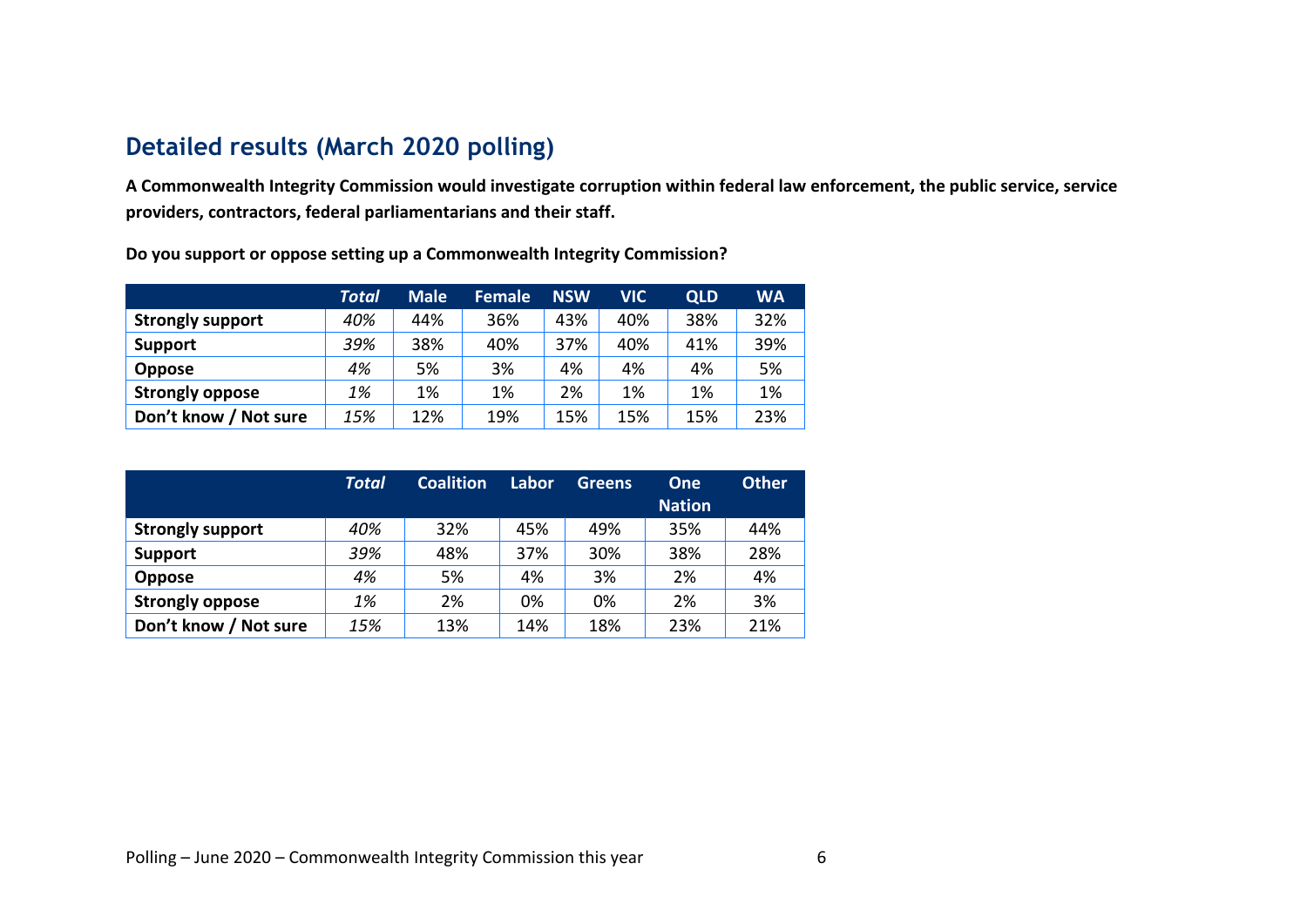## Detailed results (March 2020 polling)

**A Commonwealth Integrity Commission would investigate corruption within federal law enforcement, the public service, service providers, contractors, federal parliamentarians and their staff.**

**Do you support or oppose setting up a Commonwealth Integrity Commission?**

| | *Total* | Male | Female | NSW | VIC | QLD | WA |
|---|---|---|---|---|---|---|---|
| **Strongly support** | *40%* | 44% | 36% | 43% | 40% | 38% | 32% |
| **Support** | *39%* | 38% | 40% | 37% | 40% | 41% | 39% |
| **Oppose** | *4%* | 5% | 3% | 4% | 4% | 4% | 5% |
| **Strongly oppose** | *1%* | 1% | 1% | 2% | 1% | 1% | 1% |
| **Don't know / Not sure** | *15%* | 12% | 19% | 15% | 15% | 15% | 23% |

| | *Total* | Coalition | Labor | Greens | One Nation | Other |
|---|---|---|---|---|---|---|
| **Strongly support** | *40%* | 32% | 45% | 49% | 35% | 44% |
| **Support** | *39%* | 48% | 37% | 30% | 38% | 28% |
| **Oppose** | *4%* | 5% | 4% | 3% | 2% | 4% |
| **Strongly oppose** | *1%* | 2% | 0% | 0% | 2% | 3% |
| **Don't know / Not sure** | *15%* | 13% | 14% | 18% | 23% | 21% |